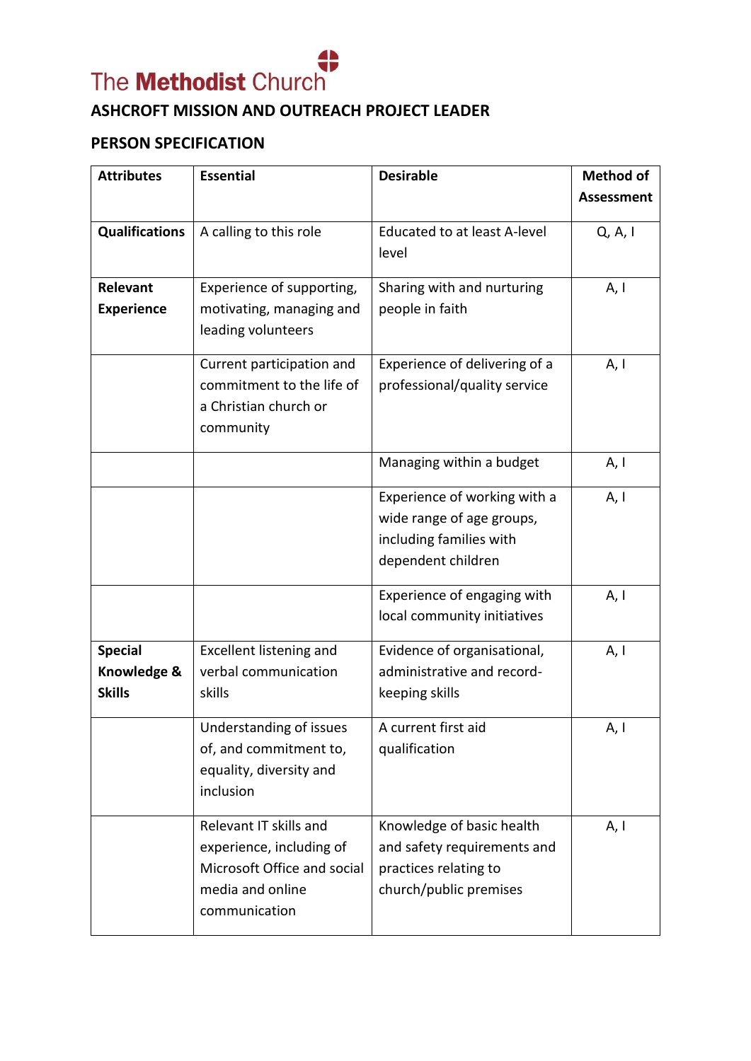The Methodist Church

## ASHCROFT MISSION AND OUTREACH PROJECT LEADER

## PERSON SPECIFICATION

| Attributes | Essential | Desirable | Method of Assessment |
|---|---|---|---|
| **Qualifications** | A calling to this role | Educated to at least A-level level | Q, A, I |
| **Relevant Experience** | Experience of supporting, motivating, managing and leading volunteers | Sharing with and nurturing people in faith | A, I |
| | Current participation and commitment to the life of a Christian church or community | Experience of delivering of a professional/quality service | A, I |
| | | Managing within a budget | A, I |
| | | Experience of working with a wide range of age groups, including families with dependent children | A, I |
| | | Experience of engaging with local community initiatives | A, I |
| **Special Knowledge & Skills** | Excellent listening and verbal communication skills | Evidence of organisational, administrative and record-keeping skills | A, I |
| | Understanding of issues of, and commitment to, equality, diversity and inclusion | A current first aid qualification | A, I |
| | Relevant IT skills and experience, including of Microsoft Office and social media and online communication | Knowledge of basic health and safety requirements and practices relating to church/public premises | A, I |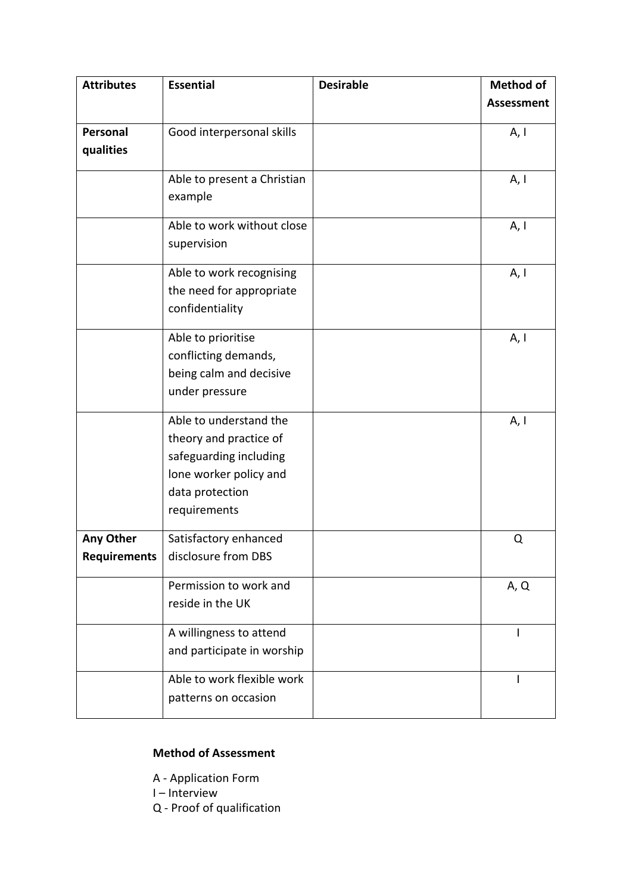| Attributes | Essential | Desirable | Method of Assessment |
|---|---|---|---|
| **Personal qualities** | Good interpersonal skills | | A, I |
| | Able to present a Christian example | | A, I |
| | Able to work without close supervision | | A, I |
| | Able to work recognising the need for appropriate confidentiality | | A, I |
| | Able to prioritise conflicting demands, being calm and decisive under pressure | | A, I |
| | Able to understand the theory and practice of safeguarding including lone worker policy and data protection requirements | | A, I |
| **Any Other Requirements** | Satisfactory enhanced disclosure from DBS | | Q |
| | Permission to work and reside in the UK | | A, Q |
| | A willingness to attend and participate in worship | | I |
| | Able to work flexible work patterns on occasion | | I |

**Method of Assessment**

A - Application Form
I – Interview
Q - Proof of qualification